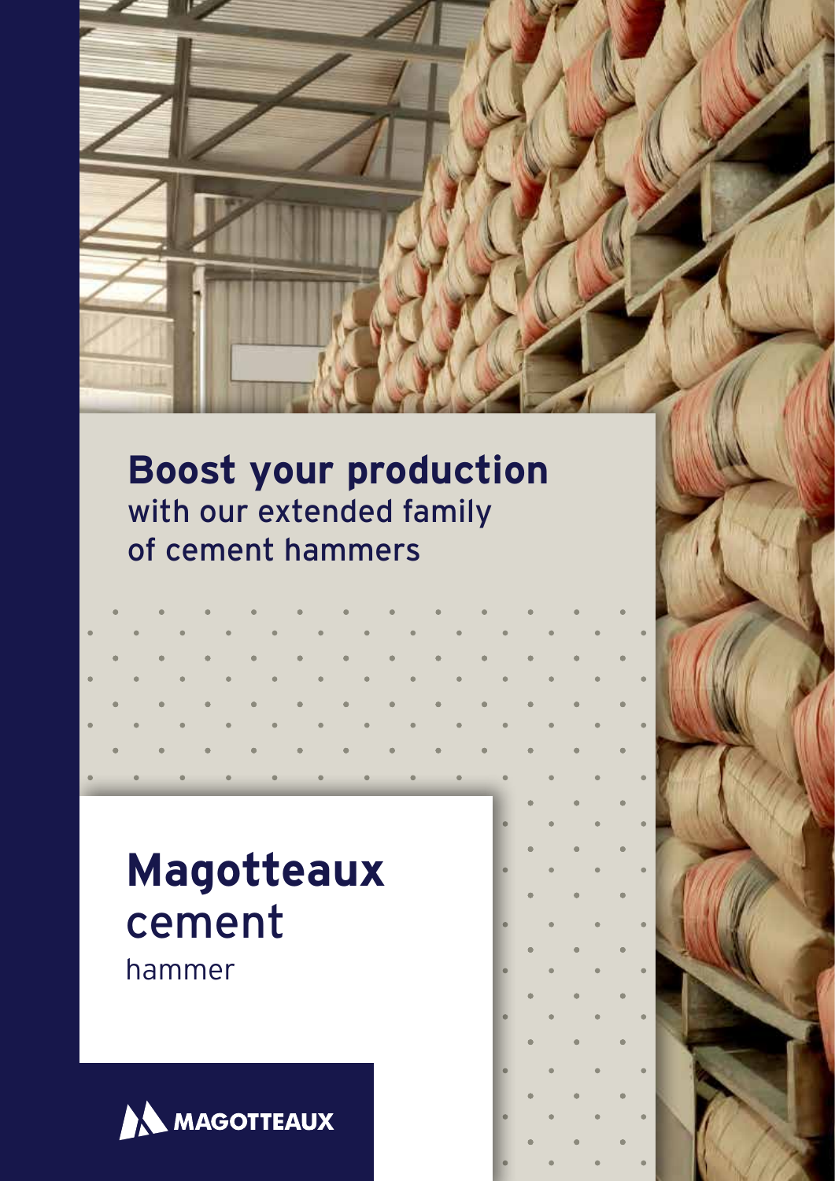**Boost your production**
with our extended family
of cement hammers

# Magotteaux cement

hammer

MAGOTTEAUX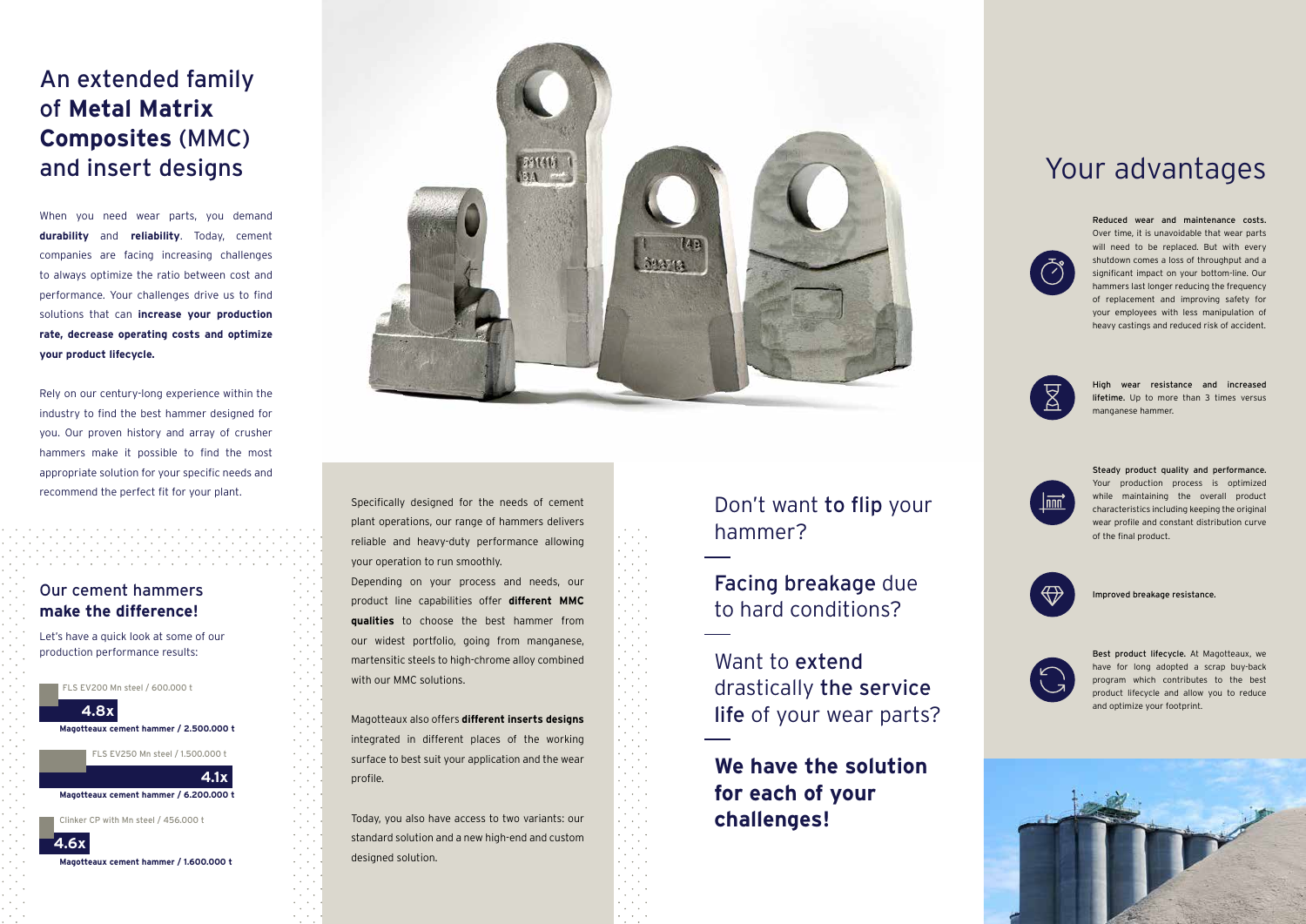# An extended family of **Metal Matrix Composites** (MMC) and insert designs

When you need wear parts, you demand **durability** and **reliability**. Today, cement companies are facing increasing challenges to always optimize the ratio between cost and performance. Your challenges drive us to find solutions that can **increase your production rate, decrease operating costs and optimize your product lifecycle.**

Rely on our century-long experience within the industry to find the best hammer designed for you. Our proven history and array of crusher hammers make it possible to find the most appropriate solution for your specific needs and recommend the perfect fit for your plant.

## Our cement hammers **make the difference!**

Let's have a quick look at some of our production performance results:

FLS EV200 Mn steel / 600.000 t

**4.8x**

**Magotteaux cement hammer / 2.500.000 t**

FLS EV250 Mn steel / 1.500.000 t

**4.1x**

**Magotteaux cement hammer / 6.200.000 t**

Clinker CP with Mn steel / 456.000 t

**4.6x**

**Magotteaux cement hammer / 1.600.000 t**

Specifically designed for the needs of cement plant operations, our range of hammers delivers reliable and heavy-duty performance allowing your operation to run smoothly.

Depending on your process and needs, our product line capabilities offer **different MMC qualities** to choose the best hammer from our widest portfolio, going from manganese, martensitic steels to high-chrome alloy combined with our MMC solutions.

Magotteaux also offers **different inserts designs** integrated in different places of the working surface to best suit your application and the wear profile.

Today, you also have access to two variants: our standard solution and a new high-end and custom designed solution.

Don't want **to flip** your hammer?

**Facing breakage** due to hard conditions?

Want to **extend** drastically **the service life** of your wear parts?

**We have the solution for each of your challenges!**

# Your advantages

**Reduced wear and maintenance costs.** Over time, it is unavoidable that wear parts will need to be replaced. But with every shutdown comes a loss of throughput and a significant impact on your bottom-line. Our hammers last longer reducing the frequency of replacement and improving safety for your employees with less manipulation of heavy castings and reduced risk of accident.

**High wear resistance and increased lifetime.** Up to more than 3 times versus manganese hammer.

**Steady product quality and performance.** Your production process is optimized while maintaining the overall product characteristics including keeping the original wear profile and constant distribution curve of the final product.

**Improved breakage resistance.**

**Best product lifecycle.** At Magotteaux, we have for long adopted a scrap buy-back program which contributes to the best product lifecycle and allow you to reduce and optimize your footprint.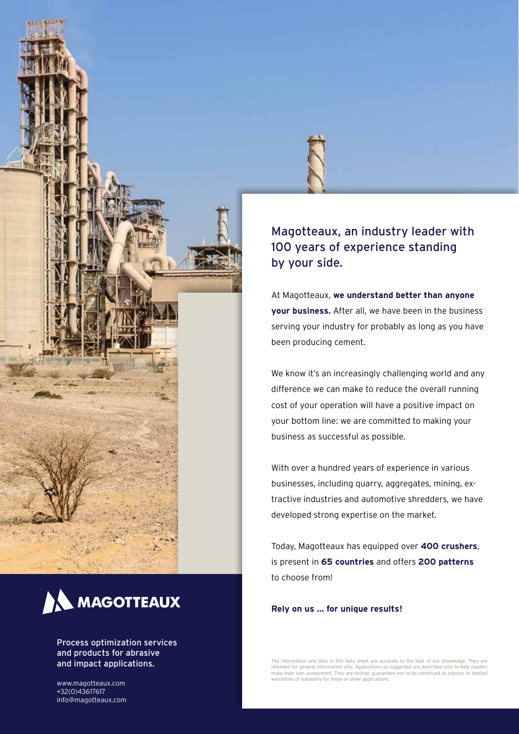## Magotteaux, an industry leader with 100 years of experience standing by your side.

At Magotteaux, **we understand better than anyone your business.** After all, we have been in the business serving your industry for probably as long as you have been producing cement.

We know it's an increasingly challenging world and any difference we can make to reduce the overall running cost of your operation will have a positive impact on your bottom line: we are committed to making your business as successful as possible.

With over a hundred years of experience in various businesses, including quarry, aggregates, mining, extractive industries and automotive shredders, we have developed strong expertise on the market.

Today, Magotteaux has equipped over **400 crushers**, is present in **65 countries** and offers **200 patterns** to choose from!

**Rely on us ... for unique results!**

The information and data in this data sheet are accurate to the best of our knowledge. They are intended for general information only. Applications as suggested are described only to help readers make their own assessment. They are neither guarantees nor to be construed as express or implied warranties of suitability for these or other applications.

**MAGOTTEAUX**

Process optimization services and products for abrasive and impact applications.

www.magotteaux.com
+32(0)43617617
info@magotteaux.com